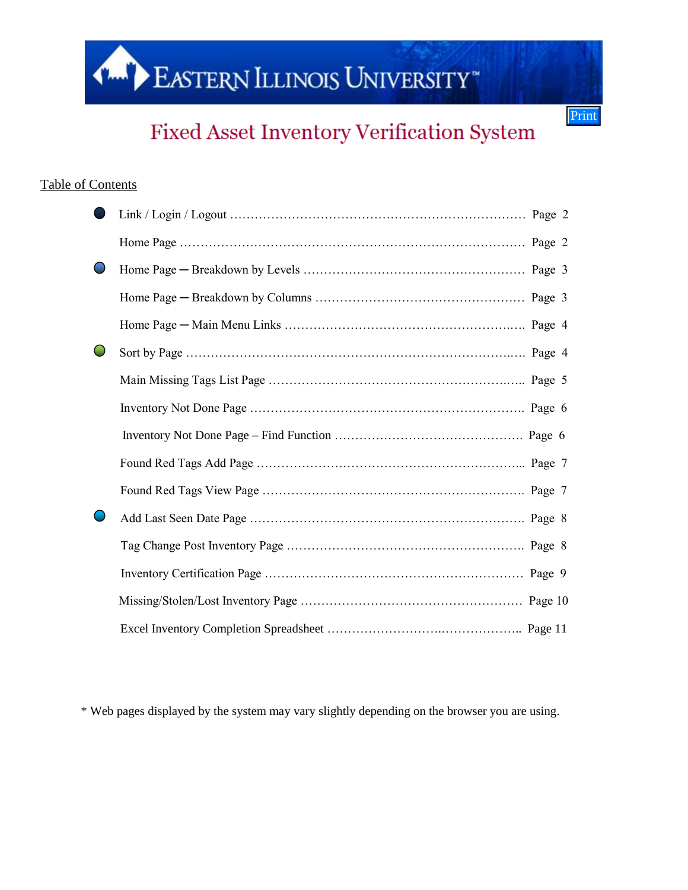EASTERN ILLINOIS UNIVERSITY™

Print

# Fixed Asset Inventory Verification System

## Table of Contents

| | |
|---|---|
| Link / Login / Logout | Page 2 |
| Home Page | Page 2 |
| Home Page ─ Breakdown by Levels | Page 3 |
| Home Page ─ Breakdown by Columns | Page 3 |
| Home Page ─ Main Menu Links | Page 4 |
| Sort by Page | Page 4 |
| Main Missing Tags List Page | Page 5 |
| Inventory Not Done Page | Page 6 |
| Inventory Not Done Page – Find Function | Page 6 |
| Found Red Tags Add Page | Page 7 |
| Found Red Tags View Page | Page 7 |
| Add Last Seen Date Page | Page 8 |
| Tag Change Post Inventory Page | Page 8 |
| Inventory Certification Page | Page 9 |
| Missing/Stolen/Lost Inventory Page | Page 10 |
| Excel Inventory Completion Spreadsheet | Page 11 |

* Web pages displayed by the system may vary slightly depending on the browser you are using.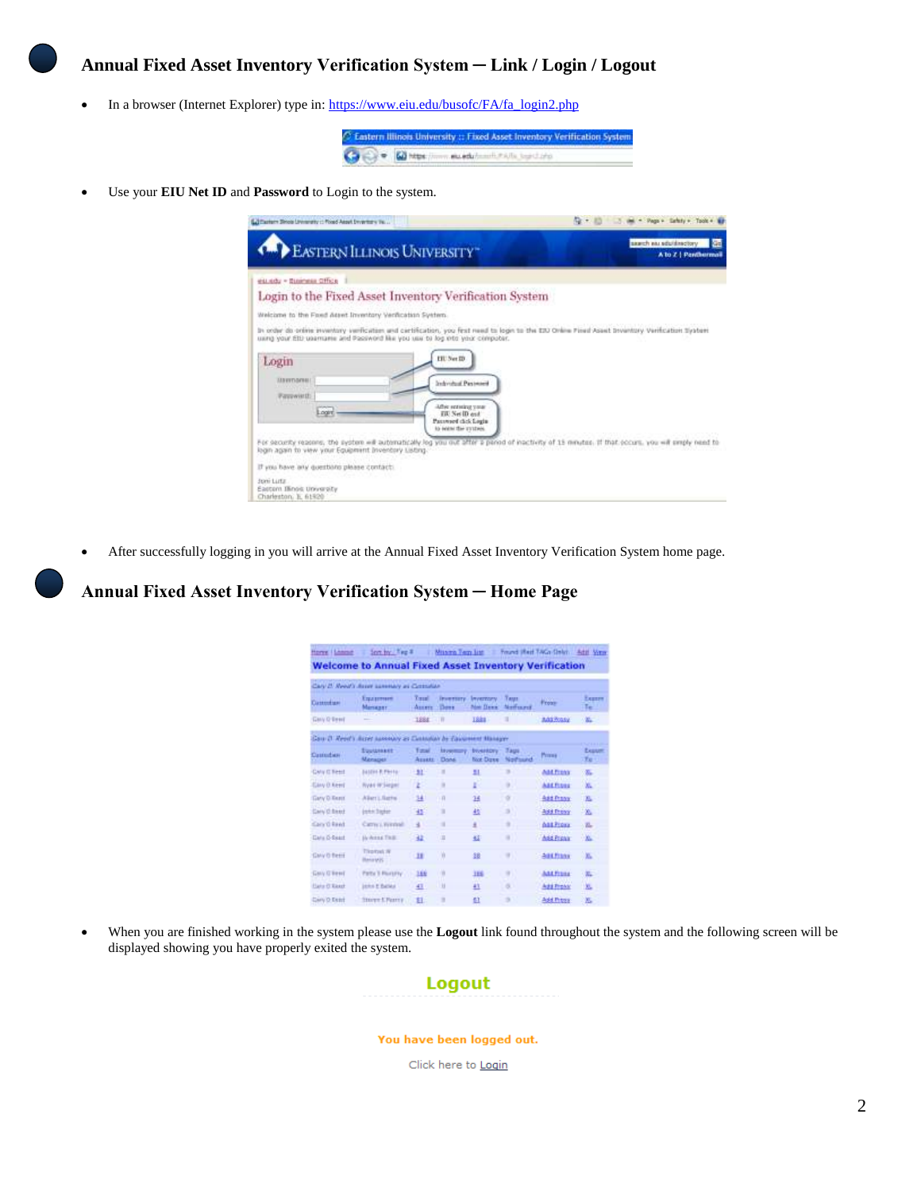## Annual Fixed Asset Inventory Verification System – Link / Login / Logout

- In a browser (Internet Explorer) type in: https://www.eiu.edu/busofc/FA/fa_login2.php

- Use your **EIU Net ID** and **Password** to Login to the system.

- After successfully logging in you will arrive at the Annual Fixed Asset Inventory Verification System home page.

## Annual Fixed Asset Inventory Verification System – Home Page

- When you are finished working in the system please use the **Logout** link found throughout the system and the following screen will be displayed showing you have properly exited the system.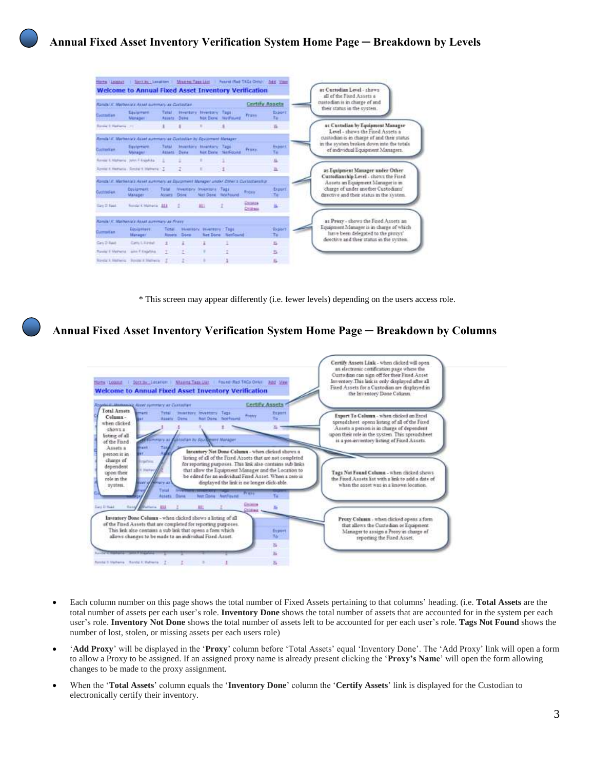## Annual Fixed Asset Inventory Verification System Home Page ─ Breakdown by Levels

as Custodian Level - shows all of the Fixed Assets a custodian is in charge of and their status in the system.

as Custodian by Equipment Manager Level - shows the Fixed Assets a custodian is in charge of and their status in the system broken down into the totals of individual Equipment Managers.

as Equipment Manager under Other Custodianship Level - shows the Fixed Assets an Equipment Manager is in charge of under another Custodians' directive and their status in the system.

as Proxy - shows the Fixed Assets an Equipment Manager is in charge of which have been delegated to the proxys' directive and their status in the system.

\* This screen may appear differently (i.e. fewer levels) depending on the users access role.

## Annual Fixed Asset Inventory Verification System Home Page ─ Breakdown by Columns

Certify Assets Link - when clicked will open an electronic certification page where the Custodian can sign off for their Fixed Asset Inventory. This link is only displayed after all Fixed Assets for a Custodian are displayed in the Inventory Done Column.

Total Assets Column - when clicked shows a listing of all of the Fixed Assets a person is in charge of dependent upon their role in the system.

Export To Column - when clicked an Excel spreadsheet opens listing of all of the Fixed Assets a person is in charge of dependent upon their role in the system. This spreadsheet is a pre-inventory listing of Fixed Assets.

Inventory Not Done Column - when clicked shows a listing of all of the Fixed Assets that are not completed for reporting purposes. This link also contains sub links that allow the Equipment Manager and the Location to be edited for an individual Fixed Asset. When a zero is displayed the link is no longer click-able.

Tags Not Found Column - when clicked shows the Fixed Assets list with a link to add a date of when the asset was in a known location.

Inventory Done Column - when clicked shows a listing of all of the Fixed Assets that are completed for reporting purposes. This link also contains a sub link that opens a form which allows changes to be made to an individual Fixed Asset.

Proxy Column - when clicked opens a form that allows the Custodian or Equipment Manager to assign a Proxy in charge of reporting the Fixed Asset.

- Each column number on this page shows the total number of Fixed Assets pertaining to that columns' heading. (i.e. **Total Assets** are the total number of assets per each user's role. **Inventory Done** shows the total number of assets that are accounted for in the system per each user's role. **Inventory Not Done** shows the total number of assets left to be accounted for per each user's role. **Tags Not Found** shows the number of lost, stolen, or missing assets per each users role)
- '**Add Proxy**' will be displayed in the '**Proxy**' column before 'Total Assets' equal 'Inventory Done'. The 'Add Proxy' link will open a form to allow a Proxy to be assigned. If an assigned proxy name is already present clicking the '**Proxy's Name**' will open the form allowing changes to be made to the proxy assignment.
- When the '**Total Assets**' column equals the '**Inventory Done**' column the '**Certify Assets**' link is displayed for the Custodian to electronically certify their inventory.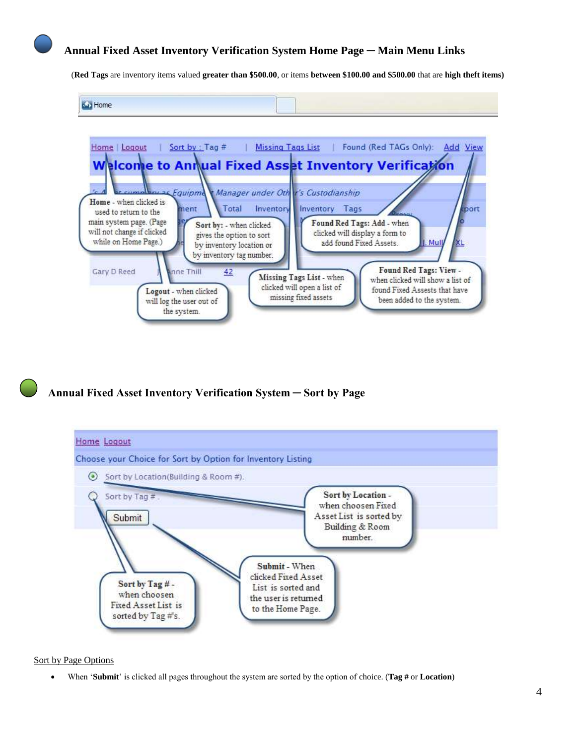## Annual Fixed Asset Inventory Verification System Home Page – Main Menu Links

(**Red Tags** are inventory items valued **greater than $500.00**, or items **between $100.00 and $500.00** that are **high theft items)**

Home

Home | Logout | Sort by : Tag # | Missing Tags List | Found (Red TAGs Only): Add View

Welcome to Annual Fixed Asset Inventory Verification

**Home** - when clicked is used to return to the main system page. (Page will not change if clicked while on Home Page.)

**Sort by:** - when clicked gives the option to sort by inventory location or by inventory tag number.

**Found Red Tags: Add** - when clicked will display a form to add found Fixed Assets.

**Missing Tags List** - when clicked will open a list of missing fixed assets

**Found Red Tags: View** - when clicked will show a list of found Fixed Assests that have been added to the system.

**Logout** - when clicked will log the user out of the system.

## Annual Fixed Asset Inventory Verification System – Sort by Page

Home Logout

Choose your Choice for Sort by Option for Inventory Listing

Sort by Location(Building & Room #).

Sort by Tag # .

Submit

**Sort by Location** - when choosen Fixed Asset List is sorted by Building & Room number.

**Submit** - When clicked Fixed Asset List is sorted and the user is returned to the Home Page.

**Sort by Tag #** - when choosen Fixed Asset List is sorted by Tag #'s.

Sort by Page Options

- When '**Submit**' is clicked all pages throughout the system are sorted by the option of choice. (**Tag #** or **Location**)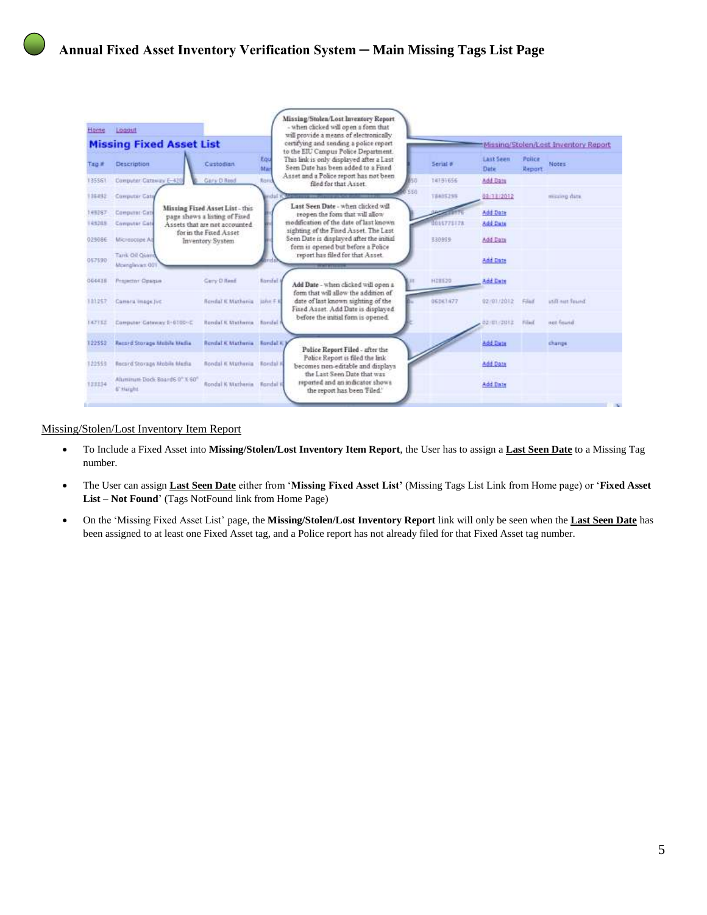# Annual Fixed Asset Inventory Verification System ─ Main Missing Tags List Page

Missing/Stolen/Lost Inventory Item Report

- To Include a Fixed Asset into **Missing/Stolen/Lost Inventory Item Report**, the User has to assign a **Last Seen Date** to a Missing Tag number.
- The User can assign **Last Seen Date** either from '**Missing Fixed Asset List'** (Missing Tags List Link from Home page) or '**Fixed Asset List – Not Found**' (Tags NotFound link from Home Page)
- On the 'Missing Fixed Asset List' page, the **Missing/Stolen/Lost Inventory Report** link will only be seen when the **Last Seen Date** has been assigned to at least one Fixed Asset tag, and a Police report has not already filed for that Fixed Asset tag number.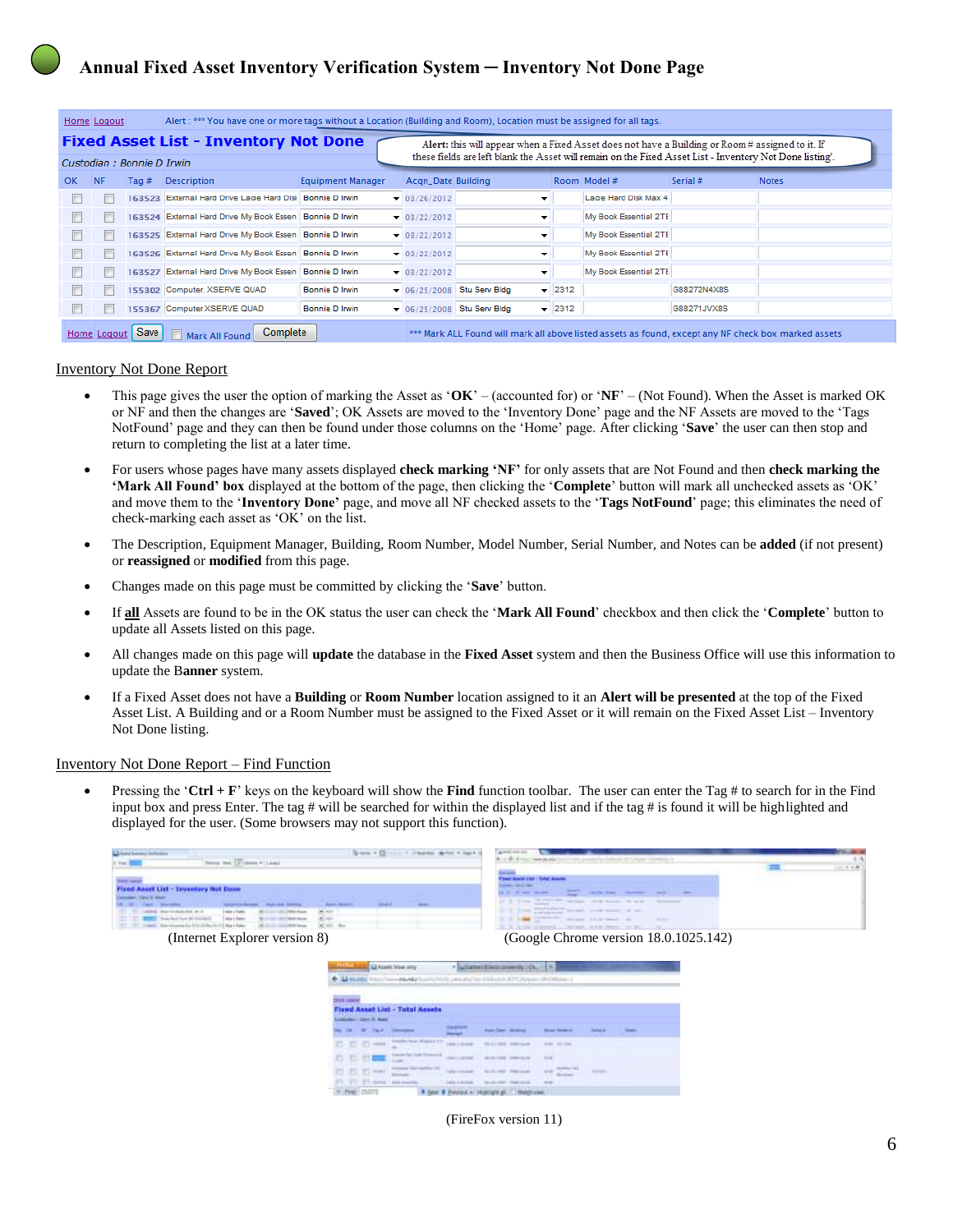# Annual Fixed Asset Inventory Verification System ─ Inventory Not Done Page

Home Logout Alert : *** You have one or more tags without a Location (Building and Room), Location must be assigned for all tags.

**Fixed Asset List - Inventory Not Done**

Alert: this will appear when a Fixed Asset does not have a Building or Room # assigned to it. If these fields are left blank the Asset will remain on the Fixed Asset List - Inventory Not Done listing'.

Custodian : Bonnie D Irwin

| OK | NF | Tag # | Description | Equipment Manager | Acqn_Date | Building | Room | Model # | Serial # | Notes |
|---|---|---|---|---|---|---|---|---|---|---|
| ☐ | ☐ | 163523 | External Hard Drive Lacie Hard Disl | Bonnie D Irwin | 03/26/2012 | | | Lacie Hard Disk Max 4 | | |
| ☐ | ☐ | 163524 | External Hard Drive My Book Essen | Bonnie D Irwin | 03/22/2012 | | | My Book Essential 2TE | | |
| ☐ | ☐ | 163525 | External Hard Drive My Book Essen | Bonnie D Irwin | 03/22/2012 | | | My Book Essential 2TE | | |
| ☐ | ☐ | 163526 | External Hard Drive My Book Essen | Bonnie D Irwin | 03/22/2012 | | | My Book Essential 2TE | | |
| ☐ | ☐ | 163527 | External Hard Drive My Book Essen | Bonnie D Irwin | 03/22/2012 | | | My Book Essential 2TE | | |
| ☐ | ☐ | 155302 | Computer, XSERVE QUAD | Bonnie D Irwin | 06/25/2008 | Stu Serv Bldg | 2312 | | G88272N4X8S | |
| ☐ | ☐ | 155367 | Computer XSERVE QUAD | Bonnie D Irwin | 06/25/2008 | Stu Serv Bldg | 2312 | | G88271JVX8S | |

Home Logout Save ☐ Mark All Found Complete *** Mark ALL Found will mark all above listed assets as found, except any NF check box marked assets

Inventory Not Done Report

- This page gives the user the option of marking the Asset as '**OK**' – (accounted for) or '**NF**' – (Not Found). When the Asset is marked OK or NF and then the changes are '**Saved**'; OK Assets are moved to the 'Inventory Done' page and the NF Assets are moved to the 'Tags NotFound' page and they can then be found under those columns on the 'Home' page. After clicking '**Save**' the user can then stop and return to completing the list at a later time.
- For users whose pages have many assets displayed **check marking 'NF'** for only assets that are Not Found and then **check marking the 'Mark All Found' box** displayed at the bottom of the page, then clicking the '**Complete**' button will mark all unchecked assets as 'OK' and move them to the '**Inventory Done**' page, and move all NF checked assets to the '**Tags NotFound**' page; this eliminates the need of check-marking each asset as 'OK' on the list.
- The Description, Equipment Manager, Building, Room Number, Model Number, Serial Number, and Notes can be **added** (if not present) or **reassigned** or **modified** from this page.
- Changes made on this page must be committed by clicking the '**Save**' button.
- If **all** Assets are found to be in the OK status the user can check the '**Mark All Found**' checkbox and then click the '**Complete**' button to update all Assets listed on this page.
- All changes made on this page will **update** the database in the **Fixed Asset** system and then the Business Office will use this information to update the **Banner** system.
- If a Fixed Asset does not have a **Building** or **Room Number** location assigned to it an **Alert will be presented** at the top of the Fixed Asset List. A Building and or a Room Number must be assigned to the Fixed Asset or it will remain on the Fixed Asset List – Inventory Not Done listing.

Inventory Not Done Report – Find Function

- Pressing the '**Ctrl + F**' keys on the keyboard will show the **Find** function toolbar. The user can enter the Tag # to search for in the Find input box and press Enter. The tag # will be searched for within the displayed list and if the tag # is found it will be highlighted and displayed for the user. (Some browsers may not support this function).

(Internet Explorer version 8)

(Google Chrome version 18.0.1025.142)

(FireFox version 11)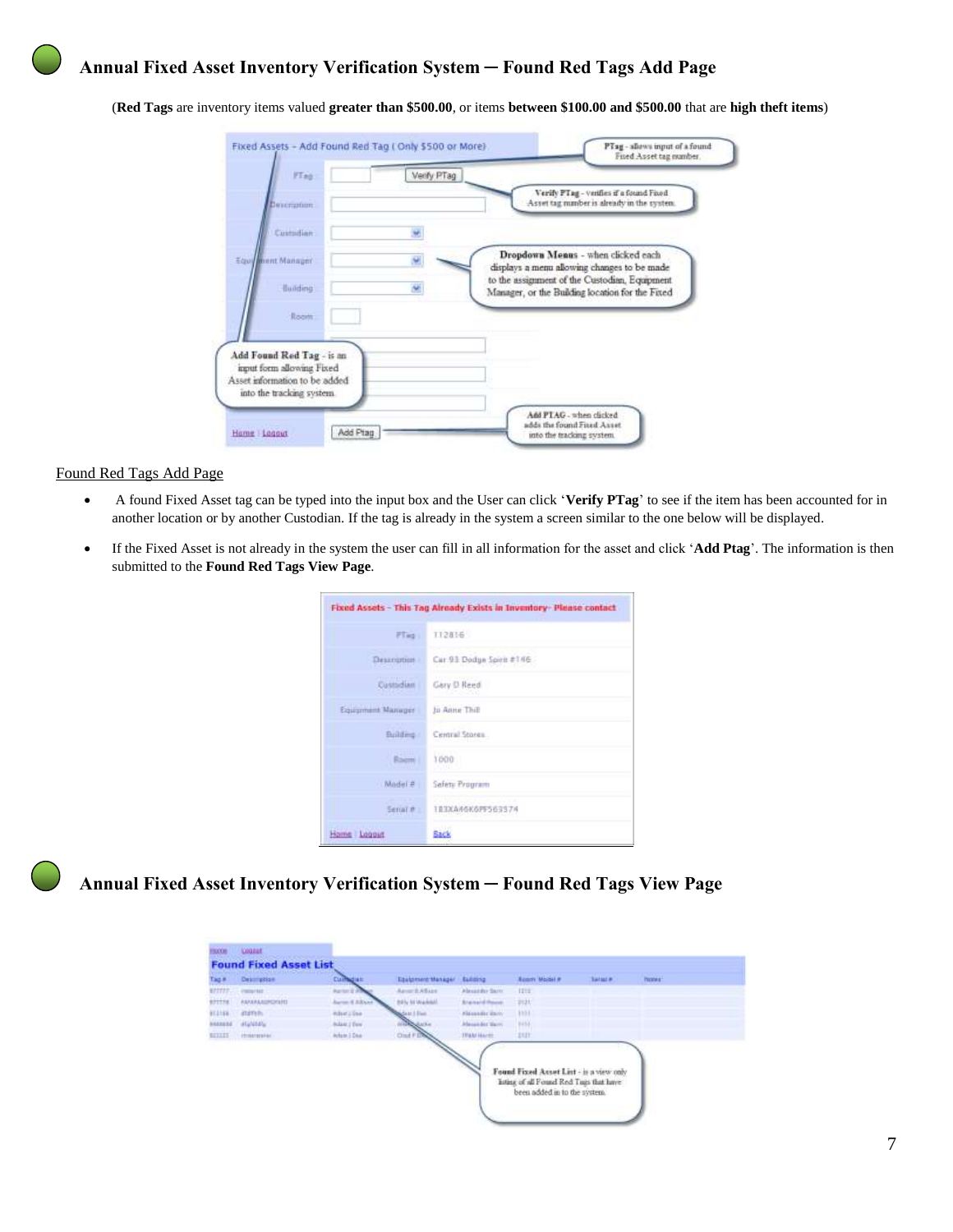## Annual Fixed Asset Inventory Verification System ─ Found Red Tags Add Page

(**Red Tags** are inventory items valued **greater than $500.00**, or items **between $100.00 and $500.00** that are **high theft items**)

Fixed Assets - Add Found Red Tag ( Only $500 or More)

PTag

Verify PTag

Description

Custodian

Equipment Manager

Building

Room

Home | Logout

Add Ptag

**PTag** - allows input of a found Fixed Asset tag number.

**Verify PTag** - verifies if a found Fixed Asset tag number is already in the system.

**Dropdown Menus** - when clicked each displays a menu allowing changes to be made to the assignment of the Custodian, Equipment Manager, or the Building location for the Fixed

**Add Found Red Tag** - is an input form allowing Fixed Asset information to be added into the tracking system.

**Add PTAG** - when clicked adds the found Fixed Asset into the tracking system.

Found Red Tags Add Page

- A found Fixed Asset tag can be typed into the input box and the User can click '**Verify PTag**' to see if the item has been accounted for in another location or by another Custodian. If the tag is already in the system a screen similar to the one below will be displayed.
- If the Fixed Asset is not already in the system the user can fill in all information for the asset and click '**Add Ptag**'. The information is then submitted to the **Found Red Tags View Page**.

Fixed Assets - This Tag Already Exists in Inventory- Please contact

| | |
|---|---|
| PTag : | 112816 |
| Description : | Car 93 Dodge Spirit #146 |
| Custodian : | Gary D Reed |
| Equipment Manager : | Jo Anne Thill |
| Building : | Central Stores |
| Room : | 1000 |
| Model # : | Safety Program |
| Serial # : | 1B3XA46K6PF563574 |
| Home \| Logout | Back |

## Annual Fixed Asset Inventory Verification System ─ Found Red Tags View Page

Home Logout

Found Fixed Asset List

Tag # | Description | Custodian | Equipment Manager | Building | Room | Model # | Serial # | Notes

**Found Fixed Asset List** - is a view only listing of all Found Red Tags that have been added in to the system.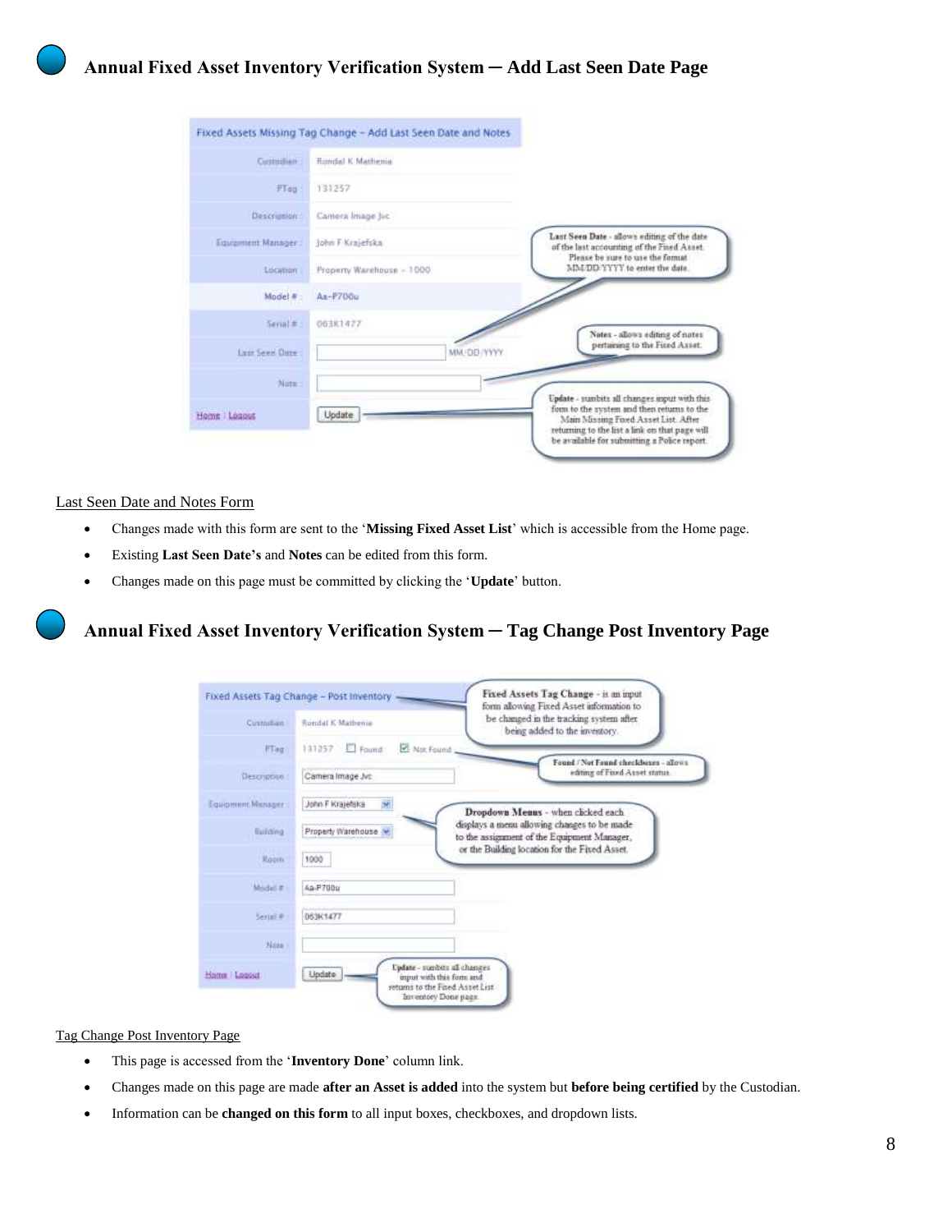## Annual Fixed Asset Inventory Verification System – Add Last Seen Date Page

Fixed Assets Missing Tag Change - Add Last Seen Date and Notes

Custodian : Rondal K Mathenia

PTag : 131257

Description : Camera Image Jvc

Equipment Manager : John F Krajefska

Location : Property Warehouse - 1000

Model # : Aa-P700u

Serial # : 063K1477

Last Seen Date : MM/DD/YYYY

Note :

Home | Logout

Update

**Last Seen Date** - allows editing of the date of the last accounting of the Fixed Asset. Please be sure to use the format MM/DD/YYYY to enter the date.

**Notes** - allows editing of notes pertaining to the Fixed Asset.

**Update** - sunbits all changes input with this form to the system and then returns to the Main Missing Fixed Asset List. After returning to the list a link on that page will be available for submitting a Police report.

Last Seen Date and Notes Form

- Changes made with this form are sent to the '**Missing Fixed Asset List**' which is accessible from the Home page.
- Existing **Last Seen Date's** and **Notes** can be edited from this form.
- Changes made on this page must be committed by clicking the '**Update**' button.

## Annual Fixed Asset Inventory Verification System – Tag Change Post Inventory Page

Fixed Assets Tag Change - Post Inventory

Custodian : Rondal K Mathenia

PTag : 131257 Found Not Found

Description : Camera Image Jvc

Equipment Manager : John F Krajefska

Building : Property Warehouse

Room : 1000

Model # : Aa-P700u

Serial # : 063K1477

Note :

Home | Logout

Update

**Fixed Assets Tag Change** - is an input form allowing Fixed Asset information to be changed in the tracking system after being added to the inventory.

**Found / Not Found checkboxes** - allows editing of Fixed Asset status.

**Dropdown Menus** - when clicked each displays a menu allowing changes to be made to the assignment of the Equipment Manager, or the Building location for the Fixed Asset.

**Update** - sunbits all changes input with this form and returns to the Fixed Asset List Inventory Done page.

Tag Change Post Inventory Page

- This page is accessed from the '**Inventory Done**' column link.
- Changes made on this page are made **after an Asset is added** into the system but **before being certified** by the Custodian.
- Information can be **changed on this form** to all input boxes, checkboxes, and dropdown lists.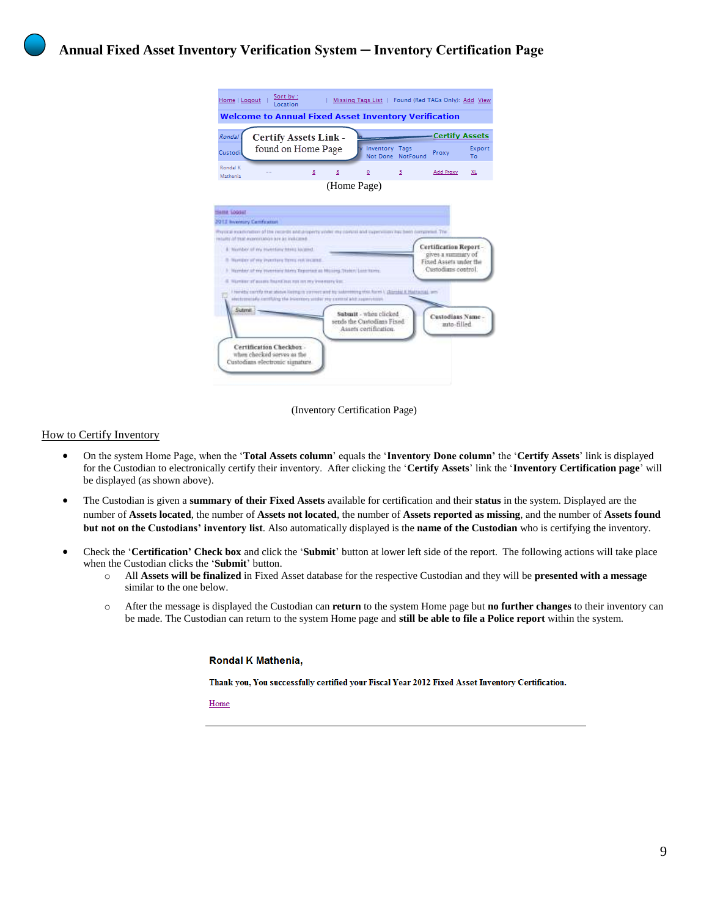# Annual Fixed Asset Inventory Verification System ─ Inventory Certification Page

Home | Logout | Sort by : Location | Missing Tags List | Found (Red TAGs Only): Add View

Welcome to Annual Fixed Asset Inventory Verification

Certify Assets Link - found on Home Page

Certify Assets

(Home Page)

Certification Report - gives a summary of Fixed Assets under the Custodians control.

Submit - when clicked sends the Custodians Fixed Assets certification.

Custodians Name - auto-filled

Certification Checkbox - when checked serves as the Custodians electronic signature.

(Inventory Certification Page)

## How to Certify Inventory

- On the system Home Page, when the '**Total Assets column**' equals the '**Inventory Done column**' the '**Certify Assets**' link is displayed for the Custodian to electronically certify their inventory. After clicking the '**Certify Assets**' link the '**Inventory Certification page**' will be displayed (as shown above).
- The Custodian is given a **summary of their Fixed Assets** available for certification and their **status** in the system. Displayed are the number of **Assets located**, the number of **Assets not located**, the number of **Assets reported as missing**, and the number of **Assets found but not on the Custodians' inventory list**. Also automatically displayed is the **name of the Custodian** who is certifying the inventory.
- Check the '**Certification' Check box** and click the '**Submit**' button at lower left side of the report. The following actions will take place when the Custodian clicks the '**Submit**' button.
  - All **Assets will be finalized** in Fixed Asset database for the respective Custodian and they will be **presented with a message** similar to the one below.
  - After the message is displayed the Custodian can **return** to the system Home page but **no further changes** to their inventory can be made. The Custodian can return to the system Home page and **still be able to file a Police report** within the system.

**Rondal K Mathenia,**

**Thank you, You successfully certified your Fiscal Year 2012 Fixed Asset Inventory Certification.**

Home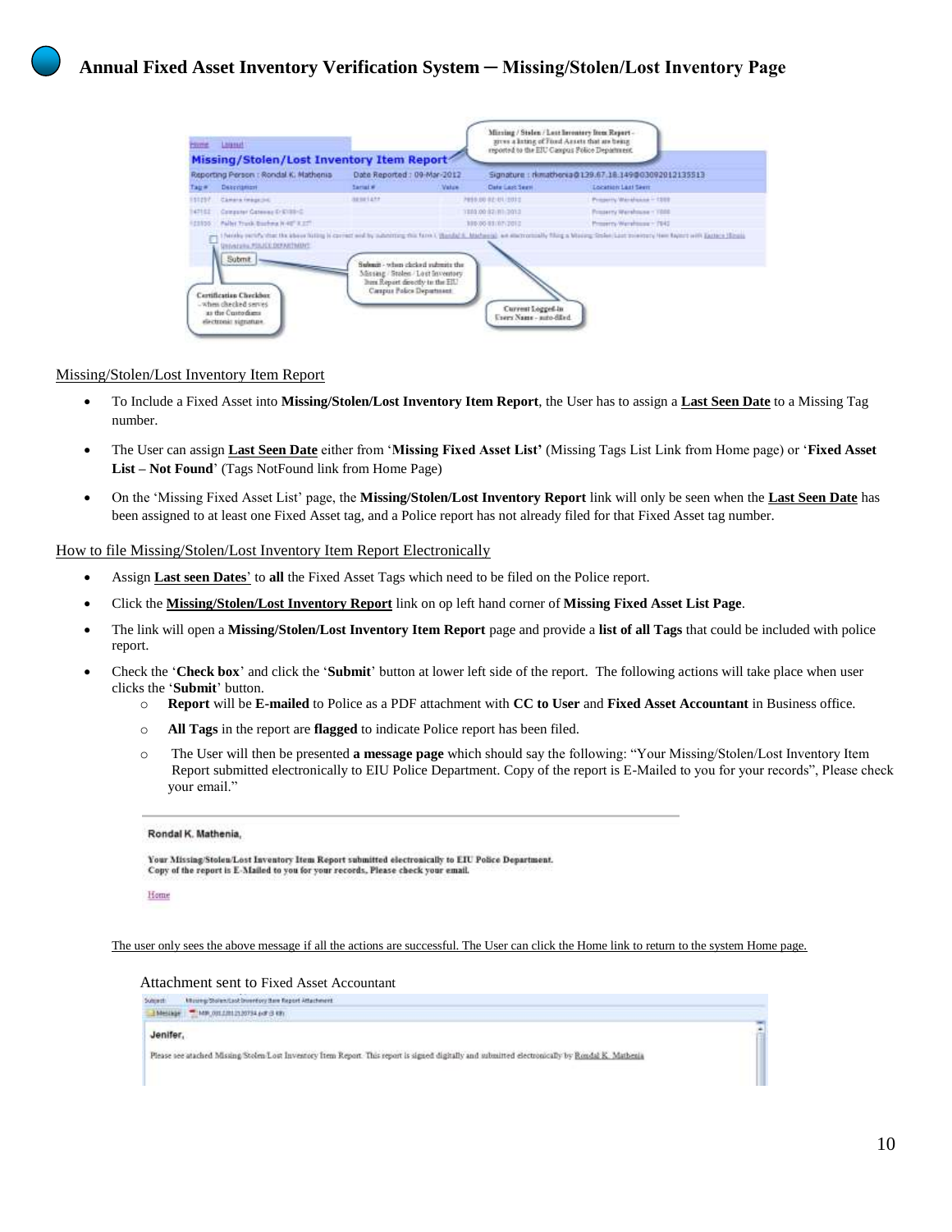# Annual Fixed Asset Inventory Verification System ─ Missing/Stolen/Lost Inventory Page

Missing/Stolen/Lost Inventory Item Report

- To Include a Fixed Asset into **Missing/Stolen/Lost Inventory Item Report**, the User has to assign a **Last Seen Date** to a Missing Tag number.
- The User can assign **Last Seen Date** either from '**Missing Fixed Asset List'** (Missing Tags List Link from Home page) or '**Fixed Asset List – Not Found**' (Tags NotFound link from Home Page)
- On the 'Missing Fixed Asset List' page, the **Missing/Stolen/Lost Inventory Report** link will only be seen when the **Last Seen Date** has been assigned to at least one Fixed Asset tag, and a Police report has not already filed for that Fixed Asset tag number.

How to file Missing/Stolen/Lost Inventory Item Report Electronically

- Assign **Last seen Dates**' to **all** the Fixed Asset Tags which need to be filed on the Police report.
- Click the **Missing/Stolen/Lost Inventory Report** link on op left hand corner of **Missing Fixed Asset List Page**.
- The link will open a **Missing/Stolen/Lost Inventory Item Report** page and provide a **list of all Tags** that could be included with police report.
- Check the '**Check box**' and click the '**Submit**' button at lower left side of the report. The following actions will take place when user clicks the '**Submit**' button.
  - **Report** will be **E-mailed** to Police as a PDF attachment with **CC to User** and **Fixed Asset Accountant** in Business office.
  - **All Tags** in the report are **flagged** to indicate Police report has been filed.
  - The User will then be presented **a message page** which should say the following: "Your Missing/Stolen/Lost Inventory Item Report submitted electronically to EIU Police Department. Copy of the report is E-Mailed to you for your records", Please check your email."

**Rondal K. Mathenia,**

**Your Missing/Stolen/Lost Inventory Item Report submitted electronically to EIU Police Department. Copy of the report is E-Mailed to you for your records, Please check your email.**

Home

The user only sees the above message if all the actions are successful. The User can click the Home link to return to the system Home page.

Attachment sent to Fixed Asset Accountant

Subject: Missing/Stolen/Lost Inventory Item Report Attachment

**Jenifer,**

Please see atached Missing/Stolen/Lost Inventory Item Report. This report is signed digitally and submitted electronically by Rondal K. Mathenia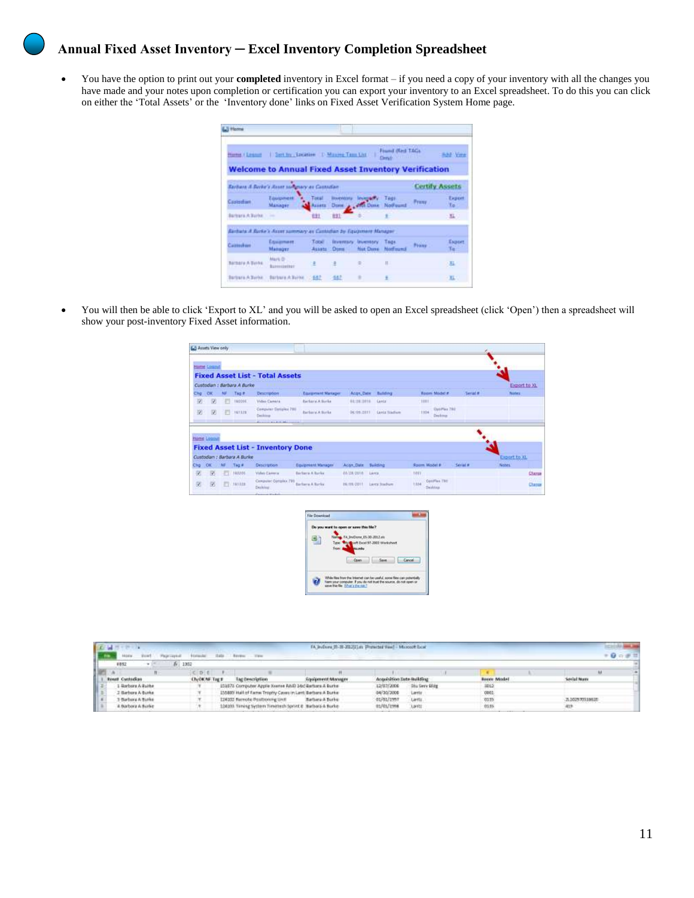# Annual Fixed Asset Inventory – Excel Inventory Completion Spreadsheet

- You have the option to print out your **completed** inventory in Excel format – if you need a copy of your inventory with all the changes you have made and your notes upon completion or certification you can export your inventory to an Excel spreadsheet. To do this you can click on either the 'Total Assets' or the 'Inventory done' links on Fixed Asset Verification System Home page.

- You will then be able to click 'Export to XL' and you will be asked to open an Excel spreadsheet (click 'Open') then a spreadsheet will show your post-inventory Fixed Asset information.